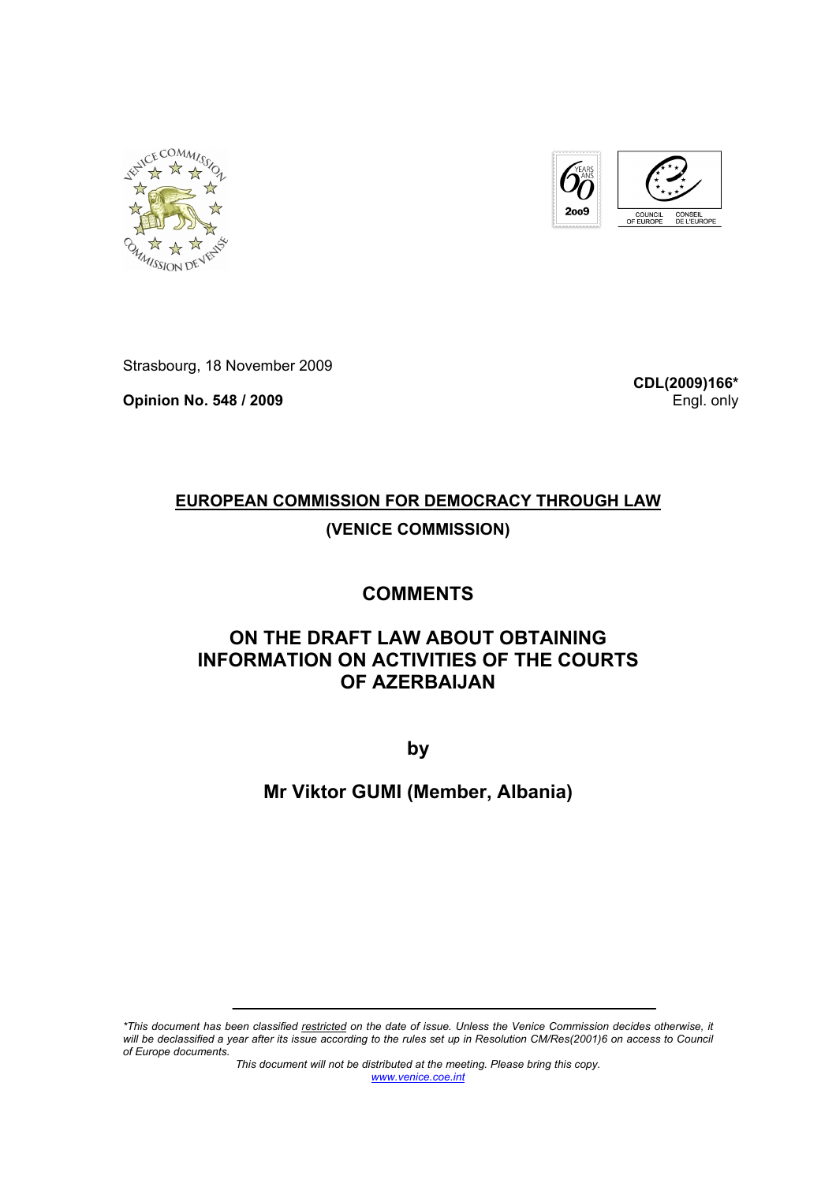Strasbourg, 18 November 2009

**CDL(2009)166***
Engl. only

**Opinion No. 548 / 2009**

# EUROPEAN COMMISSION FOR DEMOCRACY THROUGH LAW

## (VENICE COMMISSION)

# COMMENTS

# ON THE DRAFT LAW ABOUT OBTAINING INFORMATION ON ACTIVITIES OF THE COURTS OF AZERBAIJAN

**by**

**Mr Viktor GUMI (Member, Albania)**

*\*This document has been classified restricted on the date of issue. Unless the Venice Commission decides otherwise, it will be declassified a year after its issue according to the rules set up in Resolution CM/Res(2001)6 on access to Council of Europe documents.*

*This document will not be distributed at the meeting. Please bring this copy.*

www.venice.coe.int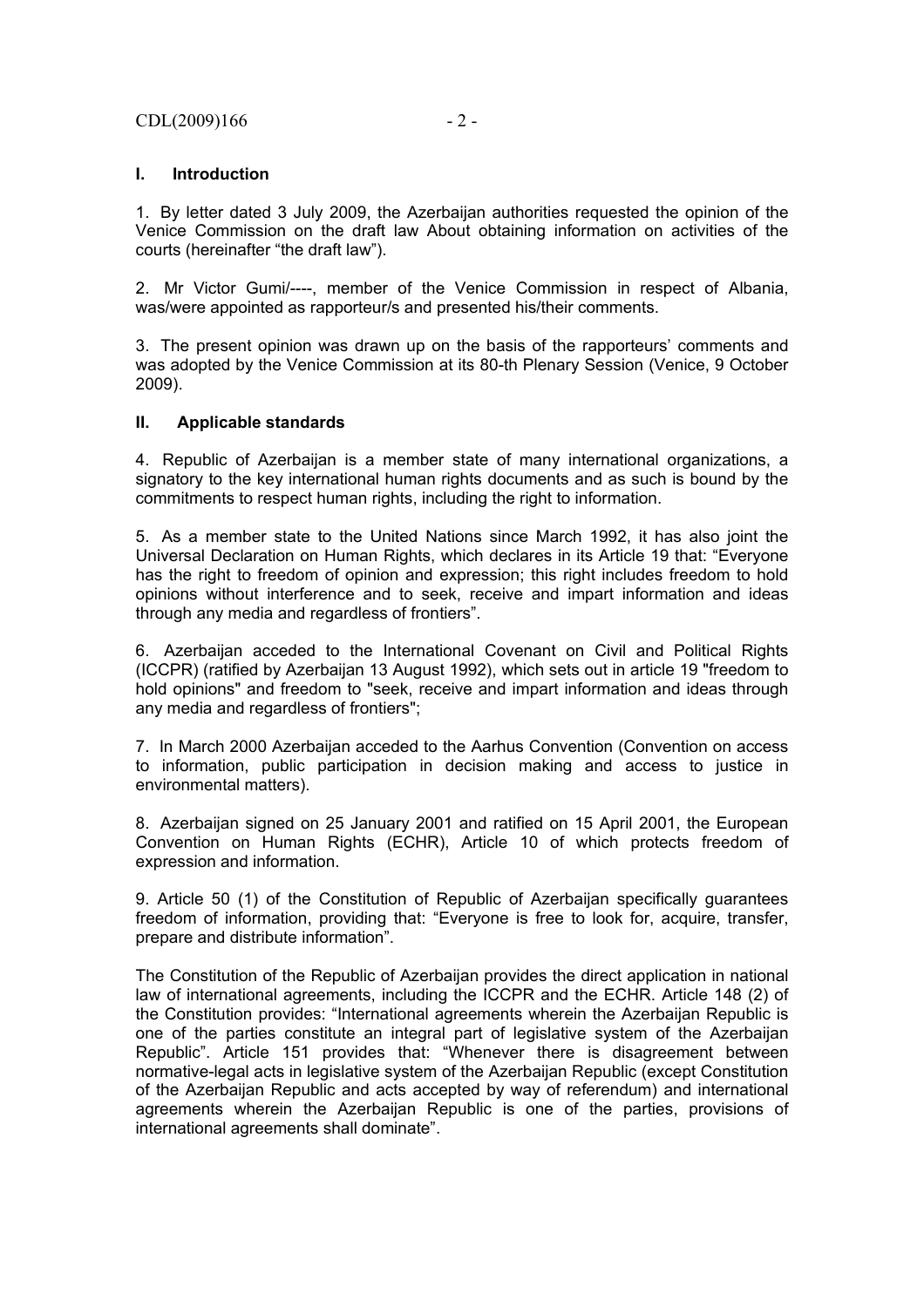## I. Introduction

1. By letter dated 3 July 2009, the Azerbaijan authorities requested the opinion of the Venice Commission on the draft law About obtaining information on activities of the courts (hereinafter "the draft law").

2. Mr Victor Gumi/----, member of the Venice Commission in respect of Albania, was/were appointed as rapporteur/s and presented his/their comments.

3. The present opinion was drawn up on the basis of the rapporteurs' comments and was adopted by the Venice Commission at its 80-th Plenary Session (Venice, 9 October 2009).

## II. Applicable standards

4. Republic of Azerbaijan is a member state of many international organizations, a signatory to the key international human rights documents and as such is bound by the commitments to respect human rights, including the right to information.

5. As a member state to the United Nations since March 1992, it has also joint the Universal Declaration on Human Rights, which declares in its Article 19 that: "Everyone has the right to freedom of opinion and expression; this right includes freedom to hold opinions without interference and to seek, receive and impart information and ideas through any media and regardless of frontiers".

6. Azerbaijan acceded to the International Covenant on Civil and Political Rights (ICCPR) (ratified by Azerbaijan 13 August 1992), which sets out in article 19 "freedom to hold opinions" and freedom to "seek, receive and impart information and ideas through any media and regardless of frontiers";

7. In March 2000 Azerbaijan acceded to the Aarhus Convention (Convention on access to information, public participation in decision making and access to justice in environmental matters).

8. Azerbaijan signed on 25 January 2001 and ratified on 15 April 2001, the European Convention on Human Rights (ECHR), Article 10 of which protects freedom of expression and information.

9. Article 50 (1) of the Constitution of Republic of Azerbaijan specifically guarantees freedom of information, providing that: "Everyone is free to look for, acquire, transfer, prepare and distribute information".

The Constitution of the Republic of Azerbaijan provides the direct application in national law of international agreements, including the ICCPR and the ECHR. Article 148 (2) of the Constitution provides: "International agreements wherein the Azerbaijan Republic is one of the parties constitute an integral part of legislative system of the Azerbaijan Republic". Article 151 provides that: "Whenever there is disagreement between normative-legal acts in legislative system of the Azerbaijan Republic (except Constitution of the Azerbaijan Republic and acts accepted by way of referendum) and international agreements wherein the Azerbaijan Republic is one of the parties, provisions of international agreements shall dominate".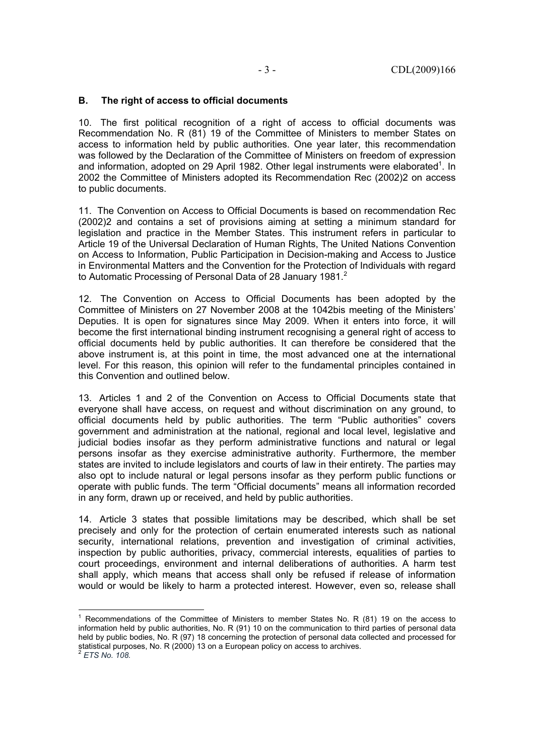## B. The right of access to official documents

10. The first political recognition of a right of access to official documents was Recommendation No. R (81) 19 of the Committee of Ministers to member States on access to information held by public authorities. One year later, this recommendation was followed by the Declaration of the Committee of Ministers on freedom of expression and information, adopted on 29 April 1982. Other legal instruments were elaborated[1]. In 2002 the Committee of Ministers adopted its Recommendation Rec (2002)2 on access to public documents.

11. The Convention on Access to Official Documents is based on recommendation Rec (2002)2 and contains a set of provisions aiming at setting a minimum standard for legislation and practice in the Member States. This instrument refers in particular to Article 19 of the Universal Declaration of Human Rights, The United Nations Convention on Access to Information, Public Participation in Decision-making and Access to Justice in Environmental Matters and the Convention for the Protection of Individuals with regard to Automatic Processing of Personal Data of 28 January 1981.[2]

12. The Convention on Access to Official Documents has been adopted by the Committee of Ministers on 27 November 2008 at the 1042bis meeting of the Ministers' Deputies. It is open for signatures since May 2009. When it enters into force, it will become the first international binding instrument recognising a general right of access to official documents held by public authorities. It can therefore be considered that the above instrument is, at this point in time, the most advanced one at the international level. For this reason, this opinion will refer to the fundamental principles contained in this Convention and outlined below.

13. Articles 1 and 2 of the Convention on Access to Official Documents state that everyone shall have access, on request and without discrimination on any ground, to official documents held by public authorities. The term "Public authorities" covers government and administration at the national, regional and local level, legislative and judicial bodies insofar as they perform administrative functions and natural or legal persons insofar as they exercise administrative authority. Furthermore, the member states are invited to include legislators and courts of law in their entirety. The parties may also opt to include natural or legal persons insofar as they perform public functions or operate with public funds. The term "Official documents" means all information recorded in any form, drawn up or received, and held by public authorities.

14. Article 3 states that possible limitations may be described, which shall be set precisely and only for the protection of certain enumerated interests such as national security, international relations, prevention and investigation of criminal activities, inspection by public authorities, privacy, commercial interests, equalities of parties to court proceedings, environment and internal deliberations of authorities. A harm test shall apply, which means that access shall only be refused if release of information would or would be likely to harm a protected interest. However, even so, release shall

[1] Recommendations of the Committee of Ministers to member States No. R (81) 19 on the access to information held by public authorities, No. R (91) 10 on the communication to third parties of personal data held by public bodies, No. R (97) 18 concerning the protection of personal data collected and processed for statistical purposes, No. R (2000) 13 on a European policy on access to archives.

[2] *ETS No. 108.*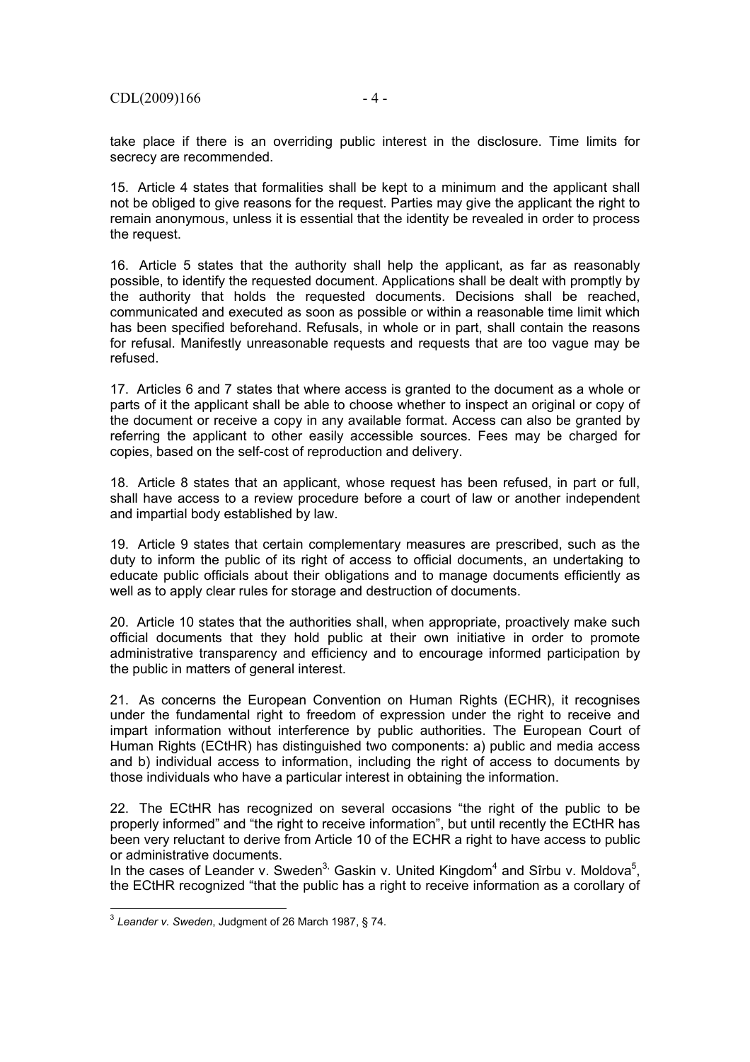take place if there is an overriding public interest in the disclosure. Time limits for secrecy are recommended.

15. Article 4 states that formalities shall be kept to a minimum and the applicant shall not be obliged to give reasons for the request. Parties may give the applicant the right to remain anonymous, unless it is essential that the identity be revealed in order to process the request.

16. Article 5 states that the authority shall help the applicant, as far as reasonably possible, to identify the requested document. Applications shall be dealt with promptly by the authority that holds the requested documents. Decisions shall be reached, communicated and executed as soon as possible or within a reasonable time limit which has been specified beforehand. Refusals, in whole or in part, shall contain the reasons for refusal. Manifestly unreasonable requests and requests that are too vague may be refused.

17. Articles 6 and 7 states that where access is granted to the document as a whole or parts of it the applicant shall be able to choose whether to inspect an original or copy of the document or receive a copy in any available format. Access can also be granted by referring the applicant to other easily accessible sources. Fees may be charged for copies, based on the self-cost of reproduction and delivery.

18. Article 8 states that an applicant, whose request has been refused, in part or full, shall have access to a review procedure before a court of law or another independent and impartial body established by law.

19. Article 9 states that certain complementary measures are prescribed, such as the duty to inform the public of its right of access to official documents, an undertaking to educate public officials about their obligations and to manage documents efficiently as well as to apply clear rules for storage and destruction of documents.

20. Article 10 states that the authorities shall, when appropriate, proactively make such official documents that they hold public at their own initiative in order to promote administrative transparency and efficiency and to encourage informed participation by the public in matters of general interest.

21. As concerns the European Convention on Human Rights (ECHR), it recognises under the fundamental right to freedom of expression under the right to receive and impart information without interference by public authorities. The European Court of Human Rights (ECtHR) has distinguished two components: a) public and media access and b) individual access to information, including the right of access to documents by those individuals who have a particular interest in obtaining the information.

22. The ECtHR has recognized on several occasions "the right of the public to be properly informed" and "the right to receive information", but until recently the ECtHR has been very reluctant to derive from Article 10 of the ECHR a right to have access to public or administrative documents.
In the cases of Leander v. Sweden[3], Gaskin v. United Kingdom[4] and Sîrbu v. Moldova[5], the ECtHR recognized "that the public has a right to receive information as a corollary of

---

[3] *Leander v. Sweden*, Judgment of 26 March 1987, § 74.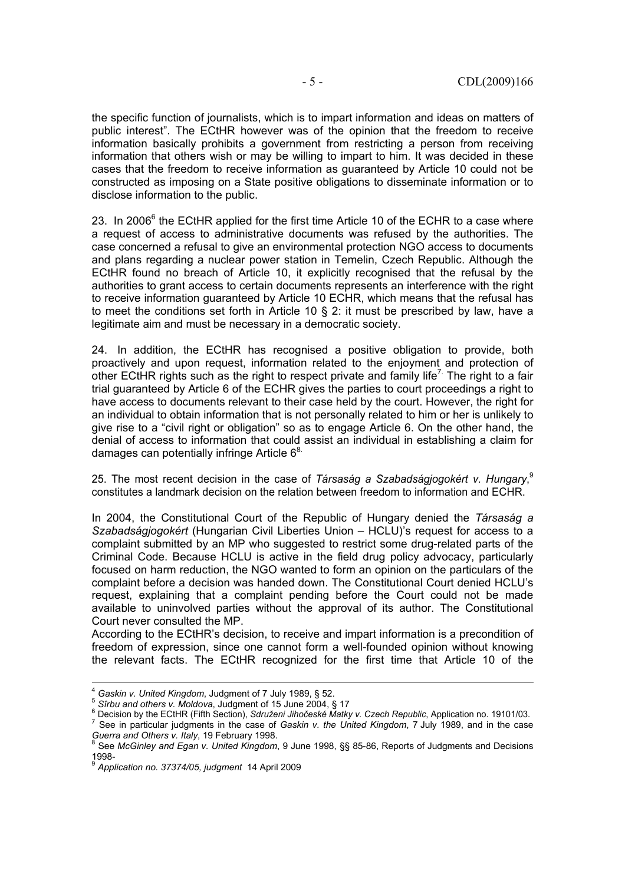the specific function of journalists, which is to impart information and ideas on matters of public interest". The ECtHR however was of the opinion that the freedom to receive information basically prohibits a government from restricting a person from receiving information that others wish or may be willing to impart to him. It was decided in these cases that the freedom to receive information as guaranteed by Article 10 could not be constructed as imposing on a State positive obligations to disseminate information or to disclose information to the public.

23. In 2006[6] the ECtHR applied for the first time Article 10 of the ECHR to a case where a request of access to administrative documents was refused by the authorities. The case concerned a refusal to give an environmental protection NGO access to documents and plans regarding a nuclear power station in Temelin, Czech Republic. Although the ECtHR found no breach of Article 10, it explicitly recognised that the refusal by the authorities to grant access to certain documents represents an interference with the right to receive information guaranteed by Article 10 ECHR, which means that the refusal has to meet the conditions set forth in Article 10 § 2: it must be prescribed by law, have a legitimate aim and must be necessary in a democratic society.

24. In addition, the ECtHR has recognised a positive obligation to provide, both proactively and upon request, information related to the enjoyment and protection of other ECtHR rights such as the right to respect private and family life[7]. The right to a fair trial guaranteed by Article 6 of the ECHR gives the parties to court proceedings a right to have access to documents relevant to their case held by the court. However, the right for an individual to obtain information that is not personally related to him or her is unlikely to give rise to a "civil right or obligation" so as to engage Article 6. On the other hand, the denial of access to information that could assist an individual in establishing a claim for damages can potentially infringe Article 6[8].

25. The most recent decision in the case of *Társaság a Szabadságjogokért v. Hungary*,[9] constitutes a landmark decision on the relation between freedom to information and ECHR.

In 2004, the Constitutional Court of the Republic of Hungary denied the *Társaság a Szabadságjogokért* (Hungarian Civil Liberties Union – HCLU)'s request for access to a complaint submitted by an MP who suggested to restrict some drug-related parts of the Criminal Code. Because HCLU is active in the field drug policy advocacy, particularly focused on harm reduction, the NGO wanted to form an opinion on the particulars of the complaint before a decision was handed down. The Constitutional Court denied HCLU's request, explaining that a complaint pending before the Court could not be made available to uninvolved parties without the approval of its author. The Constitutional Court never consulted the MP.

According to the ECtHR's decision, to receive and impart information is a precondition of freedom of expression, since one cannot form a well-founded opinion without knowing the relevant facts. The ECtHR recognized for the first time that Article 10 of the

---

[4] *Gaskin v. United Kingdom*, Judgment of 7 July 1989, § 52.

[5] *Sîrbu and others v. Moldova*, Judgment of 15 June 2004, § 17

[6] Decision by the ECtHR (Fifth Section), *Sdruženi Jihočeské Matky v. Czech Republic*, Application no. 19101/03.

[7] See in particular judgments in the case of *Gaskin v. the United Kingdom*, 7 July 1989, and in the case *Guerra and Others v. Italy*, 19 February 1998.

[8] See *McGinley and Egan v. United Kingdom*, 9 June 1998, §§ 85-86, Reports of Judgments and Decisions 1998-

[9] *Application no. 37374/05, judgment* 14 April 2009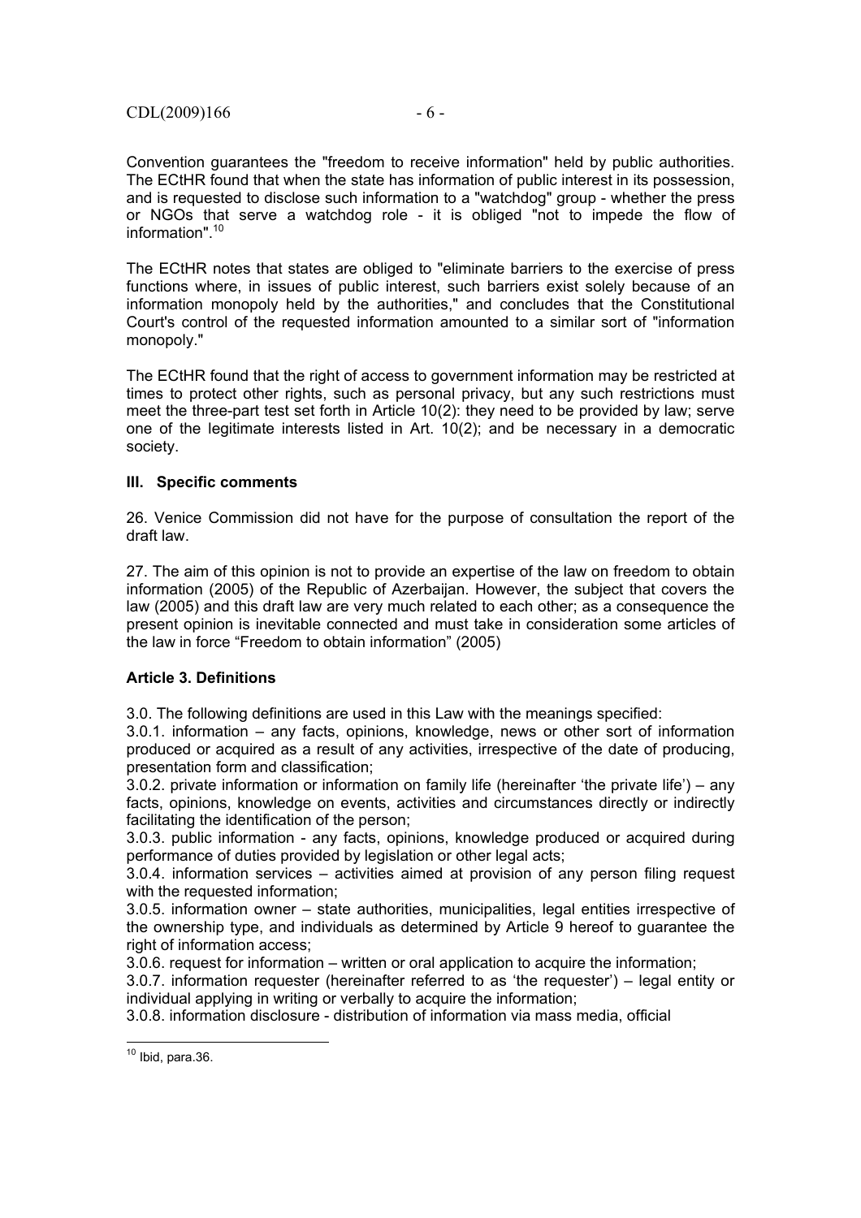Convention guarantees the "freedom to receive information" held by public authorities. The ECtHR found that when the state has information of public interest in its possession, and is requested to disclose such information to a "watchdog" group - whether the press or NGOs that serve a watchdog role - it is obliged "not to impede the flow of information".[10]

The ECtHR notes that states are obliged to "eliminate barriers to the exercise of press functions where, in issues of public interest, such barriers exist solely because of an information monopoly held by the authorities," and concludes that the Constitutional Court's control of the requested information amounted to a similar sort of "information monopoly."

The ECtHR found that the right of access to government information may be restricted at times to protect other rights, such as personal privacy, but any such restrictions must meet the three-part test set forth in Article 10(2): they need to be provided by law; serve one of the legitimate interests listed in Art. 10(2); and be necessary in a democratic society.

## III. Specific comments

26. Venice Commission did not have for the purpose of consultation the report of the draft law.

27. The aim of this opinion is not to provide an expertise of the law on freedom to obtain information (2005) of the Republic of Azerbaijan. However, the subject that covers the law (2005) and this draft law are very much related to each other; as a consequence the present opinion is inevitable connected and must take in consideration some articles of the law in force "Freedom to obtain information" (2005)

### Article 3. Definitions

3.0. The following definitions are used in this Law with the meanings specified:

3.0.1. information – any facts, opinions, knowledge, news or other sort of information produced or acquired as a result of any activities, irrespective of the date of producing, presentation form and classification;

3.0.2. private information or information on family life (hereinafter 'the private life') – any facts, opinions, knowledge on events, activities and circumstances directly or indirectly facilitating the identification of the person;

3.0.3. public information - any facts, opinions, knowledge produced or acquired during performance of duties provided by legislation or other legal acts;

3.0.4. information services – activities aimed at provision of any person filing request with the requested information;

3.0.5. information owner – state authorities, municipalities, legal entities irrespective of the ownership type, and individuals as determined by Article 9 hereof to guarantee the right of information access;

3.0.6. request for information – written or oral application to acquire the information;

3.0.7. information requester (hereinafter referred to as 'the requester') – legal entity or individual applying in writing or verbally to acquire the information;

3.0.8. information disclosure - distribution of information via mass media, official

---

[10] Ibid, para.36.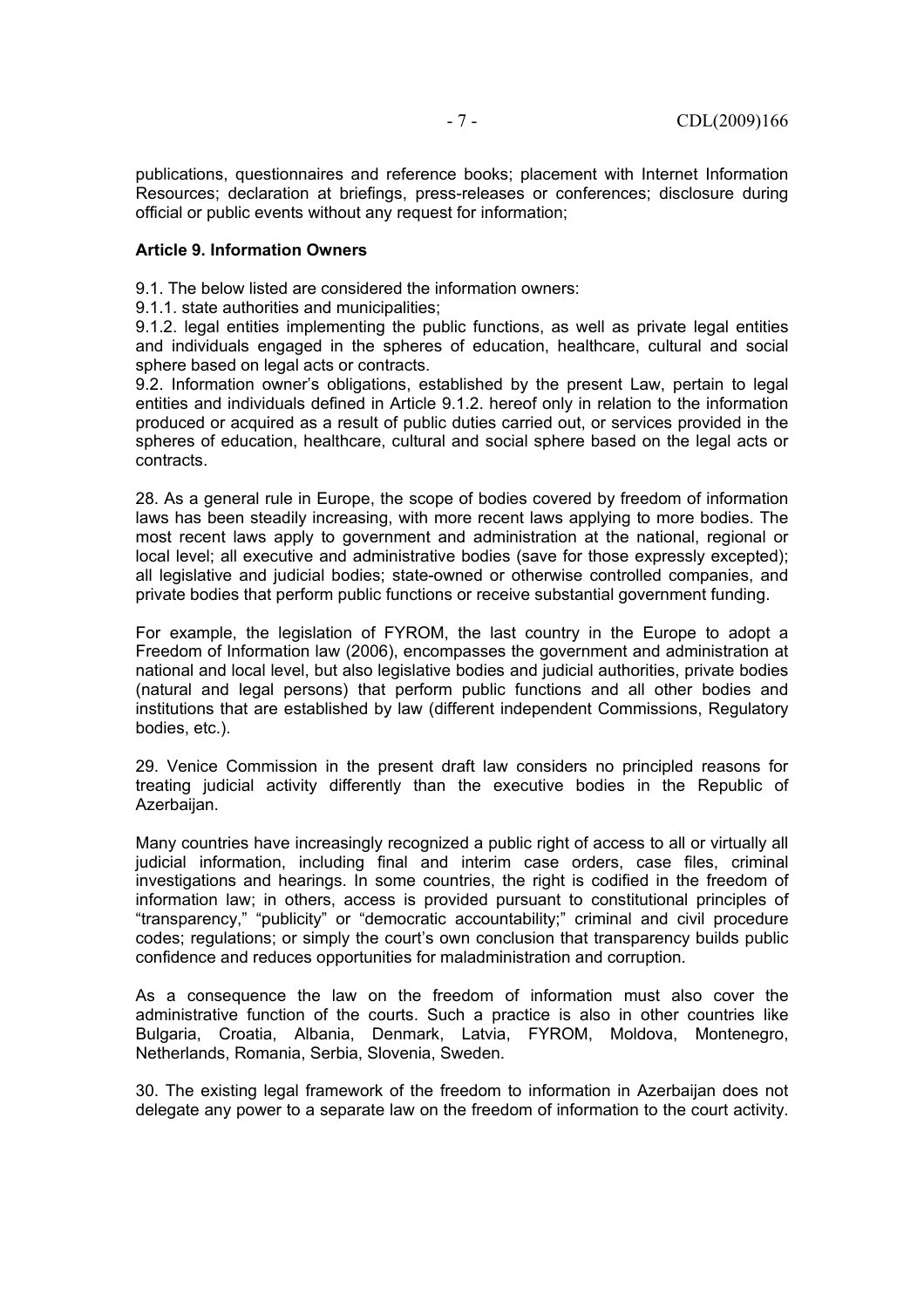publications, questionnaires and reference books; placement with Internet Information Resources; declaration at briefings, press-releases or conferences; disclosure during official or public events without any request for information;

**Article 9. Information Owners**

9.1. The below listed are considered the information owners:

9.1.1. state authorities and municipalities;

9.1.2. legal entities implementing the public functions, as well as private legal entities and individuals engaged in the spheres of education, healthcare, cultural and social sphere based on legal acts or contracts.

9.2. Information owner's obligations, established by the present Law, pertain to legal entities and individuals defined in Article 9.1.2. hereof only in relation to the information produced or acquired as a result of public duties carried out, or services provided in the spheres of education, healthcare, cultural and social sphere based on the legal acts or contracts.

28. As a general rule in Europe, the scope of bodies covered by freedom of information laws has been steadily increasing, with more recent laws applying to more bodies. The most recent laws apply to government and administration at the national, regional or local level; all executive and administrative bodies (save for those expressly excepted); all legislative and judicial bodies; state-owned or otherwise controlled companies, and private bodies that perform public functions or receive substantial government funding.

For example, the legislation of FYROM, the last country in the Europe to adopt a Freedom of Information law (2006), encompasses the government and administration at national and local level, but also legislative bodies and judicial authorities, private bodies (natural and legal persons) that perform public functions and all other bodies and institutions that are established by law (different independent Commissions, Regulatory bodies, etc.).

29. Venice Commission in the present draft law considers no principled reasons for treating judicial activity differently than the executive bodies in the Republic of Azerbaijan.

Many countries have increasingly recognized a public right of access to all or virtually all judicial information, including final and interim case orders, case files, criminal investigations and hearings. In some countries, the right is codified in the freedom of information law; in others, access is provided pursuant to constitutional principles of "transparency," "publicity" or "democratic accountability;" criminal and civil procedure codes; regulations; or simply the court's own conclusion that transparency builds public confidence and reduces opportunities for maladministration and corruption.

As a consequence the law on the freedom of information must also cover the administrative function of the courts. Such a practice is also in other countries like Bulgaria, Croatia, Albania, Denmark, Latvia, FYROM, Moldova, Montenegro, Netherlands, Romania, Serbia, Slovenia, Sweden.

30. The existing legal framework of the freedom to information in Azerbaijan does not delegate any power to a separate law on the freedom of information to the court activity.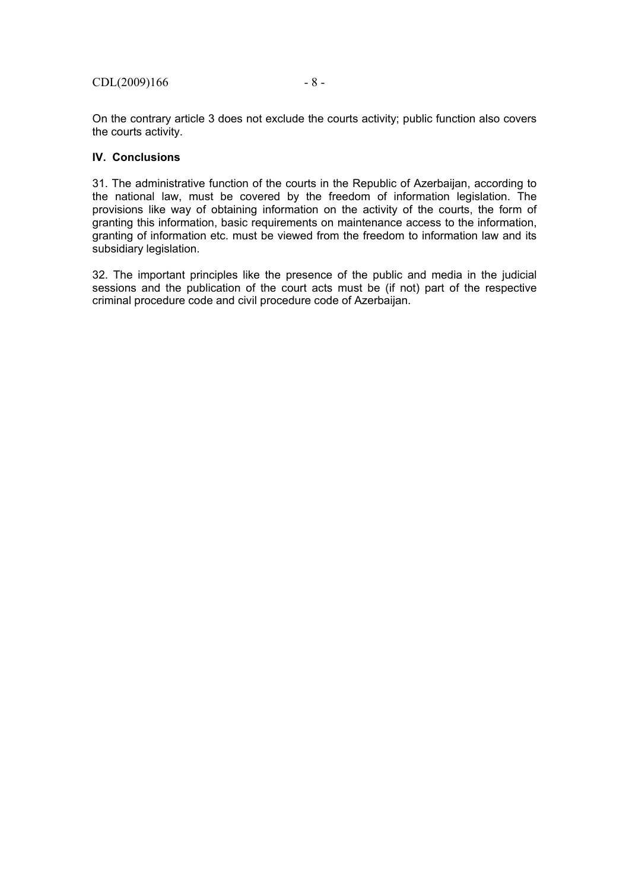On the contrary article 3 does not exclude the courts activity; public function also covers the courts activity.

## IV. Conclusions

31. The administrative function of the courts in the Republic of Azerbaijan, according to the national law, must be covered by the freedom of information legislation. The provisions like way of obtaining information on the activity of the courts, the form of granting this information, basic requirements on maintenance access to the information, granting of information etc. must be viewed from the freedom to information law and its subsidiary legislation.

32. The important principles like the presence of the public and media in the judicial sessions and the publication of the court acts must be (if not) part of the respective criminal procedure code and civil procedure code of Azerbaijan.